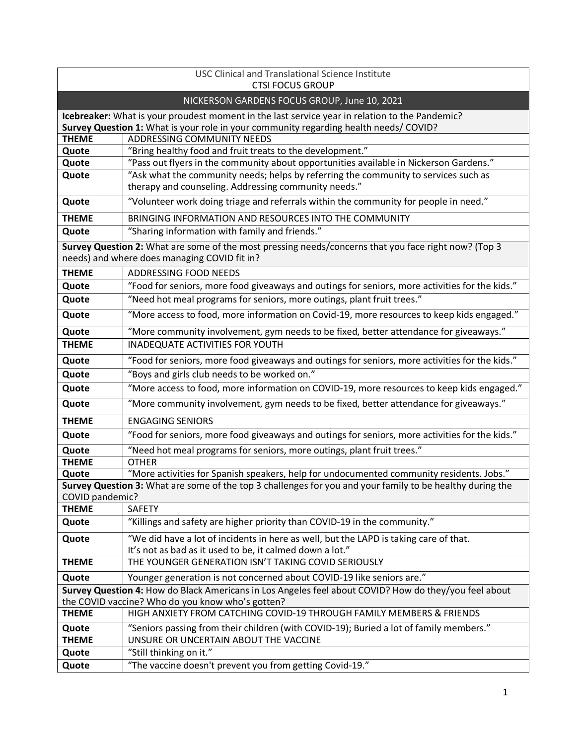USC Clinical and Translational Science Institute
CTSI FOCUS GROUP

## NICKERSON GARDENS FOCUS GROUP, June 10, 2021

**Icebreaker:** What is your proudest moment in the last service year in relation to the Pandemic?
**Survey Question 1:** What is your role in your community regarding health needs/ COVID?

| | |
|---|---|
| **THEME** | ADDRESSING COMMUNITY NEEDS |
| **Quote** | "Bring healthy food and fruit treats to the development." |
| **Quote** | "Pass out flyers in the community about opportunities available in Nickerson Gardens." |
| **Quote** | "Ask what the community needs; helps by referring the community to services such as therapy and counseling. Addressing community needs." |
| **Quote** | "Volunteer work doing triage and referrals within the community for people in need." |
| **THEME** | BRINGING INFORMATION AND RESOURCES INTO THE COMMUNITY |
| **Quote** | "Sharing information with family and friends." |

**Survey Question 2:** What are some of the most pressing needs/concerns that you face right now? (Top 3 needs) and where does managing COVID fit in?

| | |
|---|---|
| **THEME** | ADDRESSING FOOD NEEDS |
| **Quote** | "Food for seniors, more food giveaways and outings for seniors, more activities for the kids." |
| **Quote** | "Need hot meal programs for seniors, more outings, plant fruit trees." |
| **Quote** | "More access to food, more information on Covid-19, more resources to keep kids engaged." |
| **Quote** | "More community involvement, gym needs to be fixed, better attendance for giveaways." |
| **THEME** | INADEQUATE ACTIVITIES FOR YOUTH |
| **Quote** | "Food for seniors, more food giveaways and outings for seniors, more activities for the kids." |
| **Quote** | "Boys and girls club needs to be worked on." |
| **Quote** | "More access to food, more information on COVID-19, more resources to keep kids engaged." |
| **Quote** | "More community involvement, gym needs to be fixed, better attendance for giveaways." |
| **THEME** | ENGAGING SENIORS |
| **Quote** | "Food for seniors, more food giveaways and outings for seniors, more activities for the kids." |
| **Quote** | "Need hot meal programs for seniors, more outings, plant fruit trees." |
| **THEME** | OTHER |
| **Quote** | "More activities for Spanish speakers, help for undocumented community residents. Jobs." |

**Survey Question 3:** What are some of the top 3 challenges for you and your family to be healthy during the COVID pandemic?

| | |
|---|---|
| **THEME** | SAFETY |
| **Quote** | "Killings and safety are higher priority than COVID-19 in the community." |
| **Quote** | "We did have a lot of incidents in here as well, but the LAPD is taking care of that. It's not as bad as it used to be, it calmed down a lot." |
| **THEME** | THE YOUNGER GENERATION ISN'T TAKING COVID SERIOUSLY |
| **Quote** | Younger generation is not concerned about COVID-19 like seniors are." |

**Survey Question 4:** How do Black Americans in Los Angeles feel about COVID? How do they/you feel about the COVID vaccine? Who do you know who's gotten?

| | |
|---|---|
| **THEME** | HIGH ANXIETY FROM CATCHING COVID-19 THROUGH FAMILY MEMBERS & FRIENDS |
| **Quote** | "Seniors passing from their children (with COVID-19); Buried a lot of family members." |
| **THEME** | UNSURE OR UNCERTAIN ABOUT THE VACCINE |
| **Quote** | "Still thinking on it." |
| **Quote** | "The vaccine doesn't prevent you from getting Covid-19." |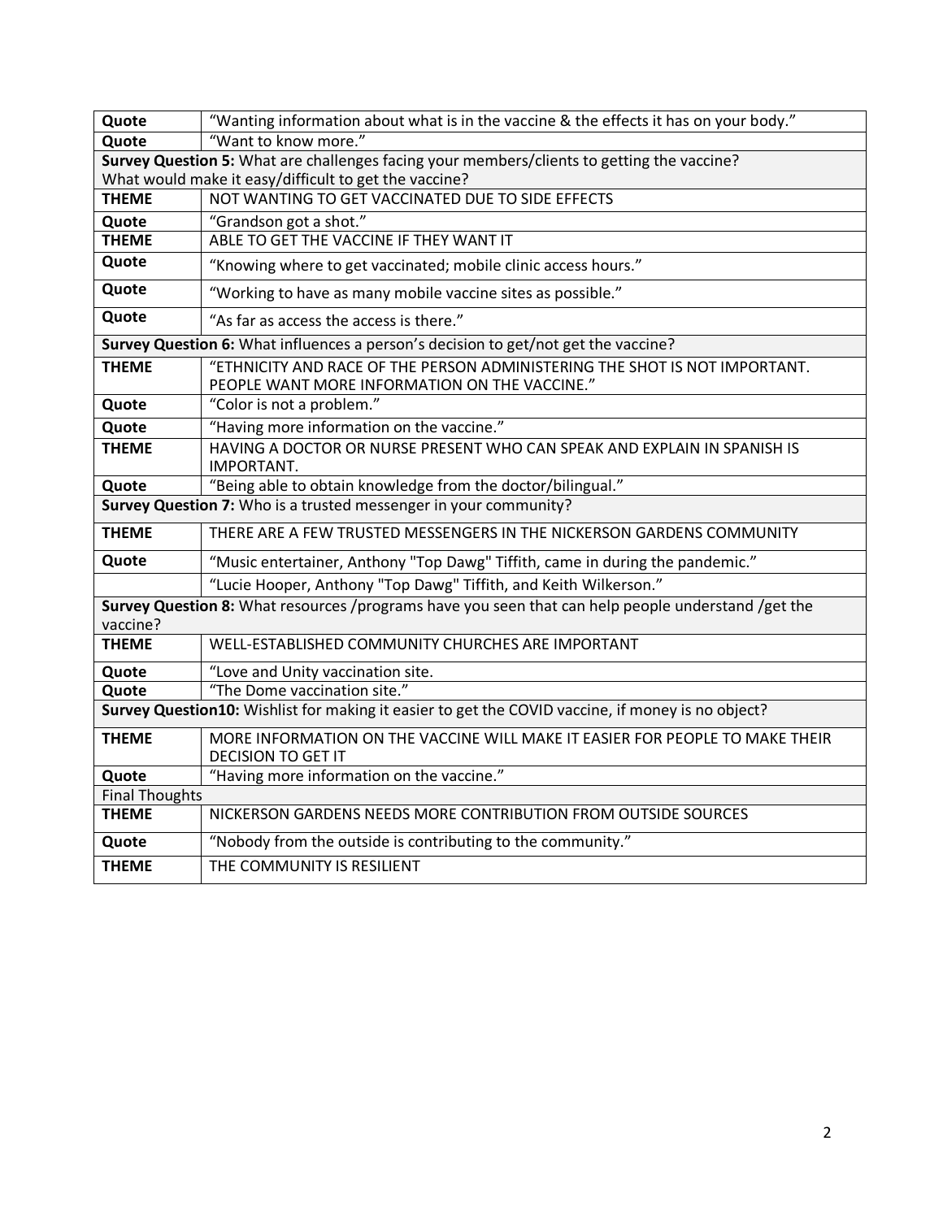| | |
|---|---|
| **Quote** | “Wanting information about what is in the vaccine & the effects it has on your body.” |
| **Quote** | “Want to know more.” |
| **Survey Question 5:** What are challenges facing your members/clients to getting the vaccine? What would make it easy/difficult to get the vaccine? | |
| **THEME** | NOT WANTING TO GET VACCINATED DUE TO SIDE EFFECTS |
| **Quote** | “Grandson got a shot.” |
| **THEME** | ABLE TO GET THE VACCINE IF THEY WANT IT |
| **Quote** | “Knowing where to get vaccinated; mobile clinic access hours.” |
| **Quote** | “Working to have as many mobile vaccine sites as possible.” |
| **Quote** | “As far as access the access is there.” |
| **Survey Question 6:** What influences a person’s decision to get/not get the vaccine? | |
| **THEME** | “ETHNICITY AND RACE OF THE PERSON ADMINISTERING THE SHOT IS NOT IMPORTANT. PEOPLE WANT MORE INFORMATION ON THE VACCINE.” |
| **Quote** | “Color is not a problem.” |
| **Quote** | “Having more information on the vaccine.” |
| **THEME** | HAVING A DOCTOR OR NURSE PRESENT WHO CAN SPEAK AND EXPLAIN IN SPANISH IS IMPORTANT. |
| **Quote** | “Being able to obtain knowledge from the doctor/bilingual.” |
| **Survey Question 7:** Who is a trusted messenger in your community? | |
| **THEME** | THERE ARE A FEW TRUSTED MESSENGERS IN THE NICKERSON GARDENS COMMUNITY |
| **Quote** | “Music entertainer, Anthony "Top Dawg" Tiffith, came in during the pandemic.” |
| | “Lucie Hooper, Anthony "Top Dawg" Tiffith, and Keith Wilkerson.” |
| **Survey Question 8:** What resources /programs have you seen that can help people understand /get the vaccine? | |
| **THEME** | WELL-ESTABLISHED COMMUNITY CHURCHES ARE IMPORTANT |
| **Quote** | “Love and Unity vaccination site. |
| **Quote** | “The Dome vaccination site.” |
| **Survey Question10:** Wishlist for making it easier to get the COVID vaccine, if money is no object? | |
| **THEME** | MORE INFORMATION ON THE VACCINE WILL MAKE IT EASIER FOR PEOPLE TO MAKE THEIR DECISION TO GET IT |
| **Quote** | “Having more information on the vaccine.” |
| Final Thoughts | |
| **THEME** | NICKERSON GARDENS NEEDS MORE CONTRIBUTION FROM OUTSIDE SOURCES |
| **Quote** | “Nobody from the outside is contributing to the community.” |
| **THEME** | THE COMMUNITY IS RESILIENT |